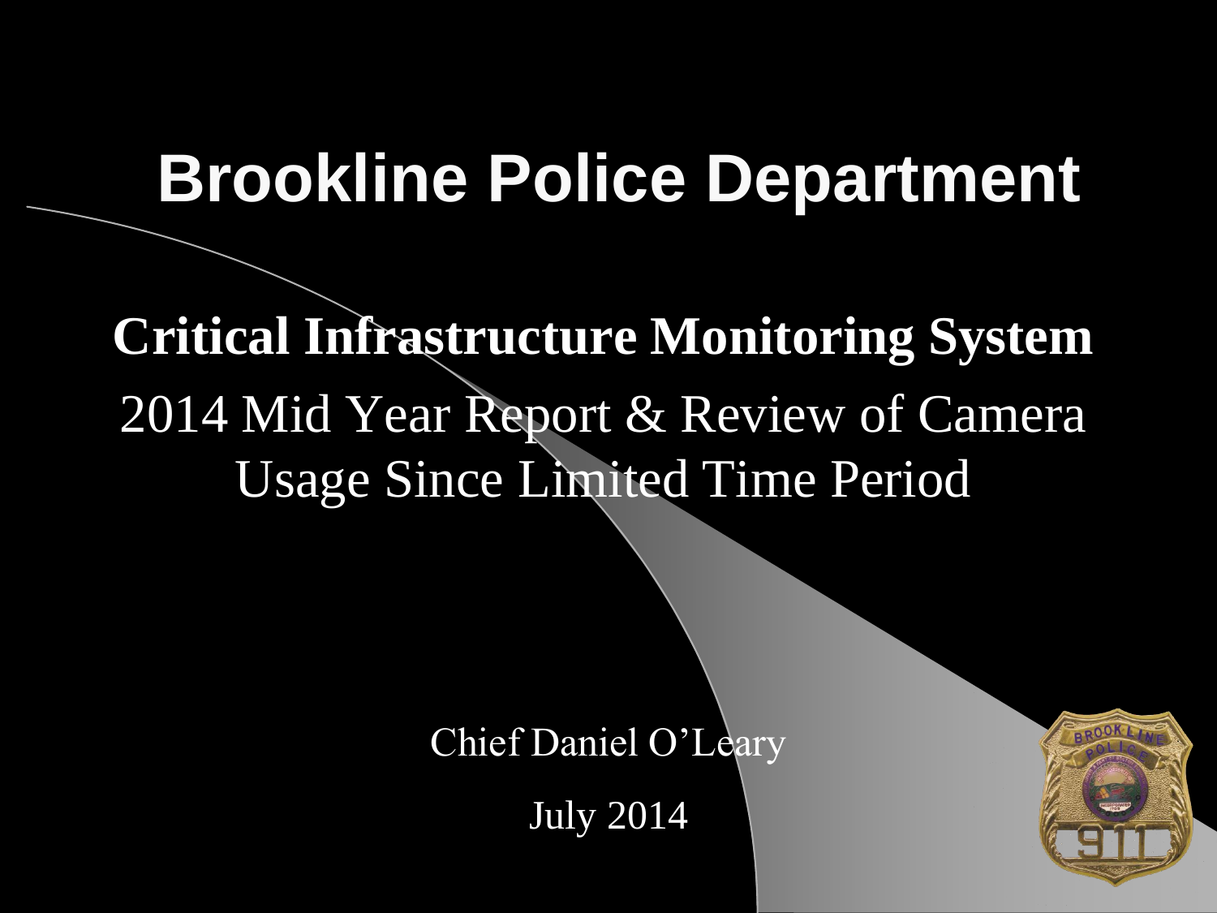# Brookline Police Department

## Critical Infrastructure Monitoring System

2014 Mid Year Report & Review of Camera Usage Since Limited Time Period

Chief Daniel O'Leary

July 2014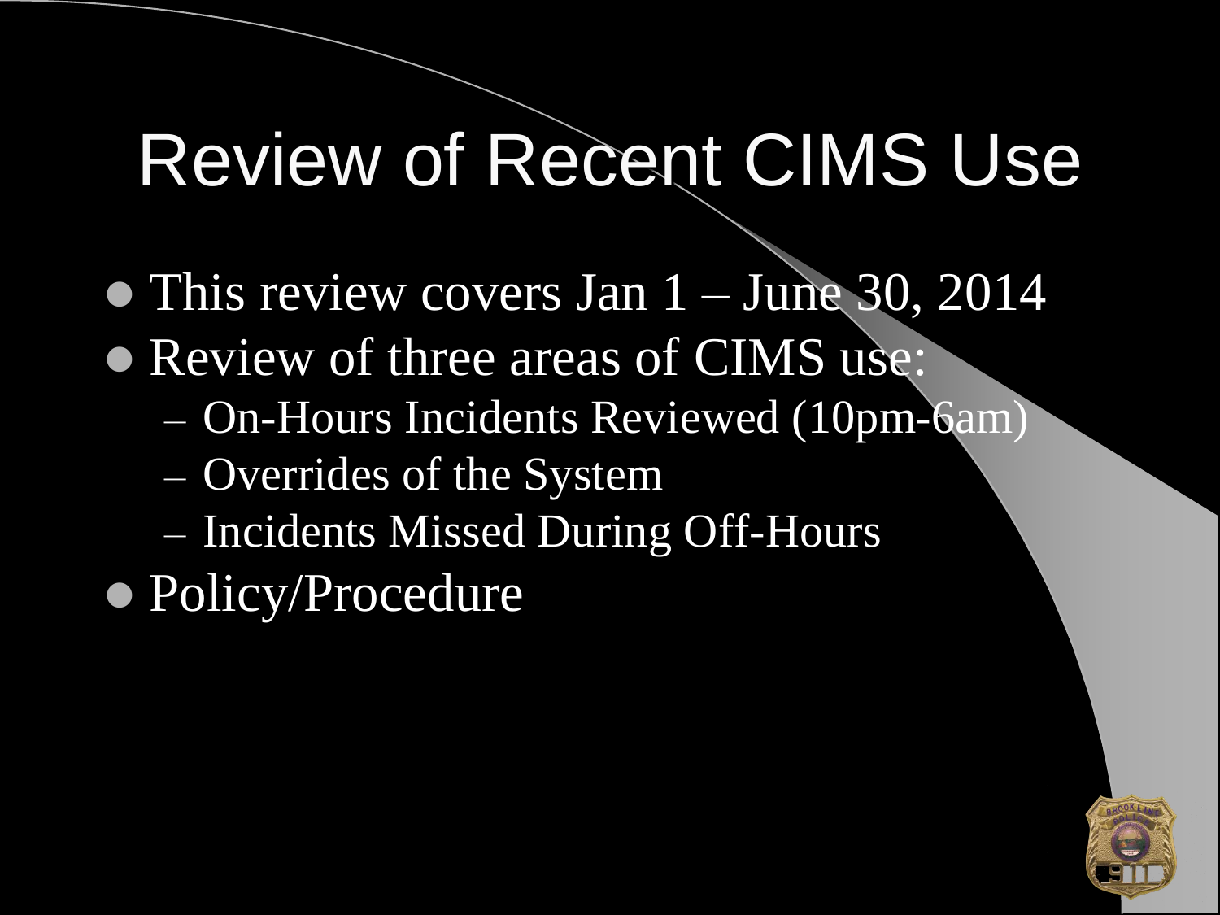# Review of Recent CIMS Use

- This review covers Jan 1 – June 30, 2014
- Review of three areas of CIMS use:
  - On-Hours Incidents Reviewed (10pm-6am)
  - Overrides of the System
  - Incidents Missed During Off-Hours
- Policy/Procedure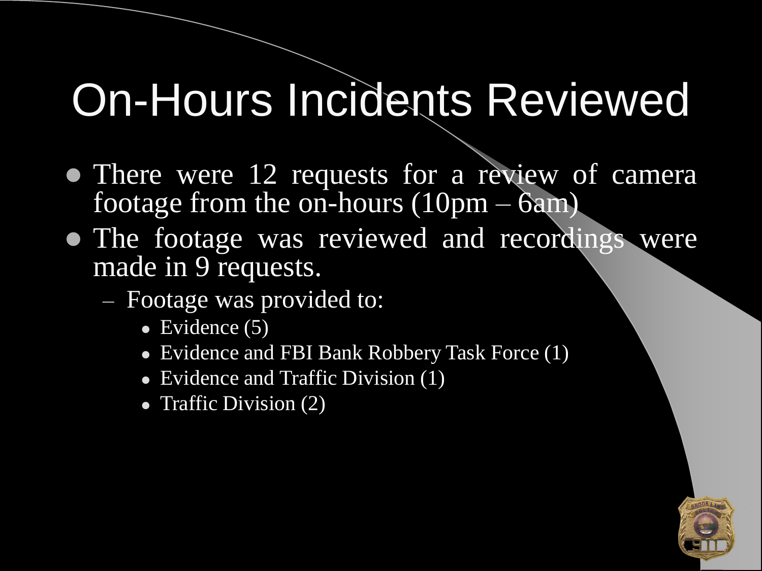# On-Hours Incidents Reviewed

- There were 12 requests for a review of camera footage from the on-hours (10pm – 6am)
- The footage was reviewed and recordings were made in 9 requests.
  - Footage was provided to:
    - Evidence (5)
    - Evidence and FBI Bank Robbery Task Force (1)
    - Evidence and Traffic Division (1)
    - Traffic Division (2)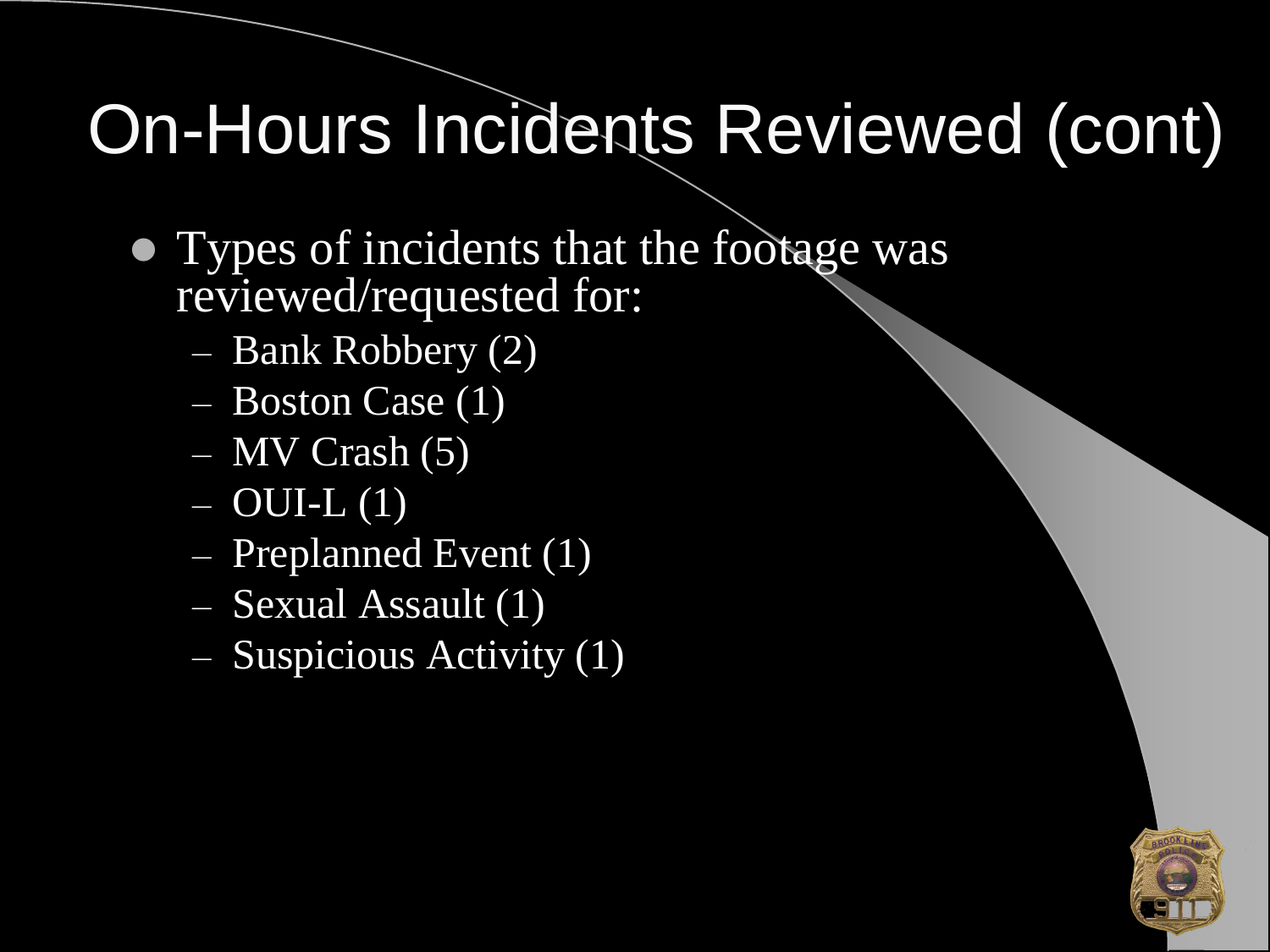# On-Hours Incidents Reviewed (cont)

- Types of incidents that the footage was reviewed/requested for:
  - Bank Robbery (2)
  - Boston Case (1)
  - MV Crash (5)
  - OUI-L (1)
  - Preplanned Event (1)
  - Sexual Assault (1)
  - Suspicious Activity (1)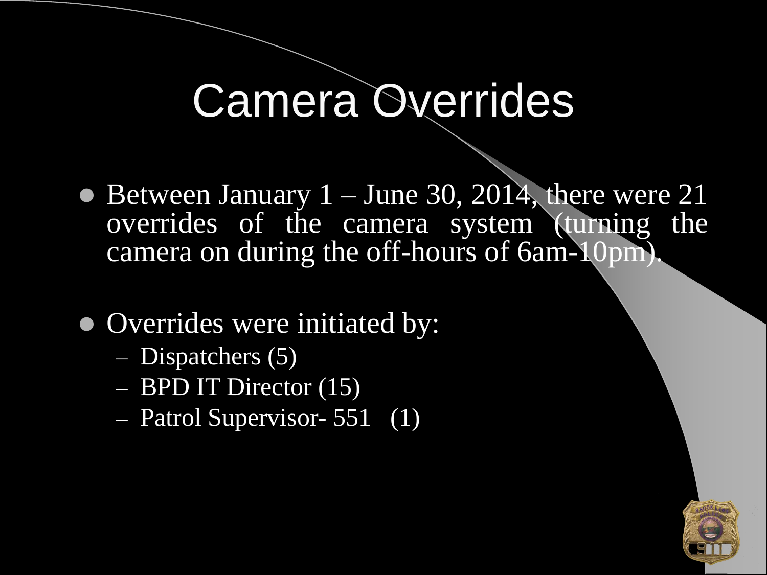# Camera Overrides

- Between January 1 – June 30, 2014, there were 21 overrides of the camera system (turning the camera on during the off-hours of 6am-10pm).
- Overrides were initiated by:
  - Dispatchers (5)
  - BPD IT Director (15)
  - Patrol Supervisor- 551 (1)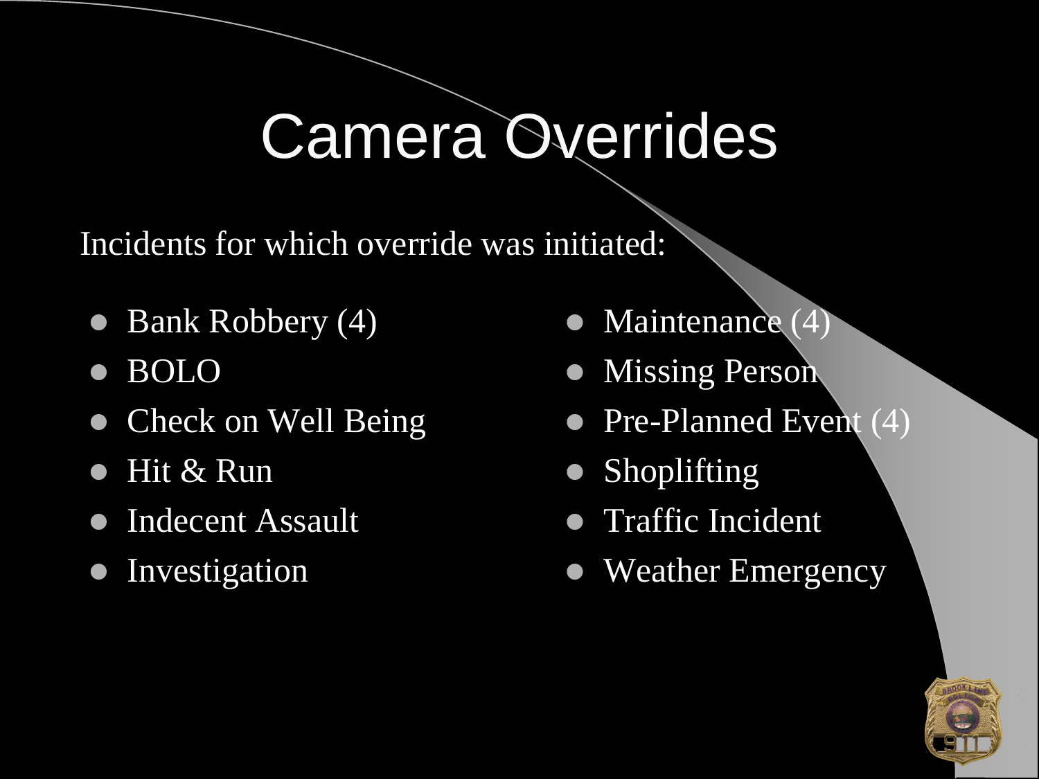# Camera Overrides

Incidents for which override was initiated:

- Bank Robbery (4)
- BOLO
- Check on Well Being
- Hit & Run
- Indecent Assault
- Investigation
- Maintenance (4)
- Missing Person
- Pre-Planned Event (4)
- Shoplifting
- Traffic Incident
- Weather Emergency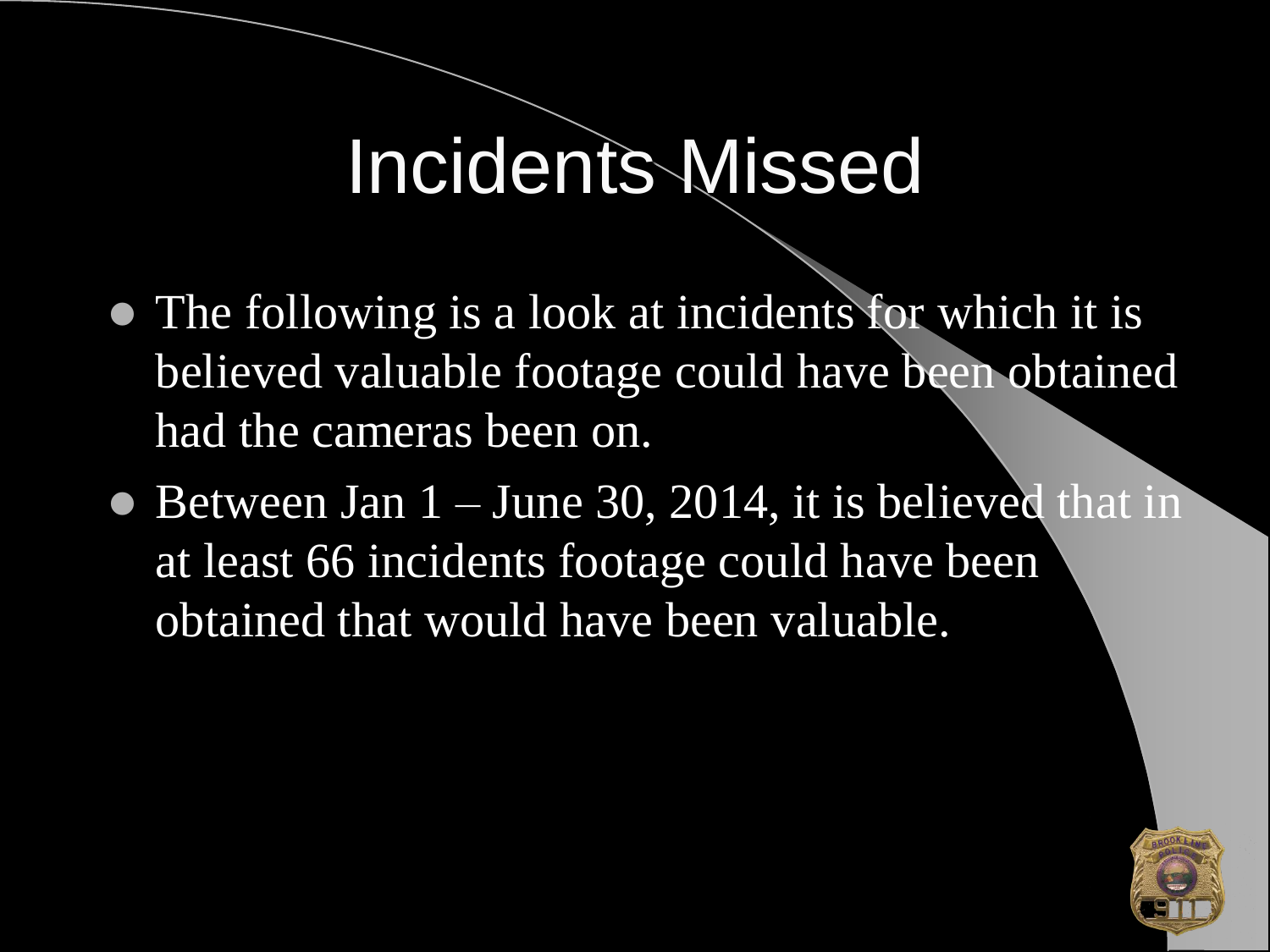# Incidents Missed

- The following is a look at incidents for which it is believed valuable footage could have been obtained had the cameras been on.
- Between Jan 1 – June 30, 2014, it is believed that in at least 66 incidents footage could have been obtained that would have been valuable.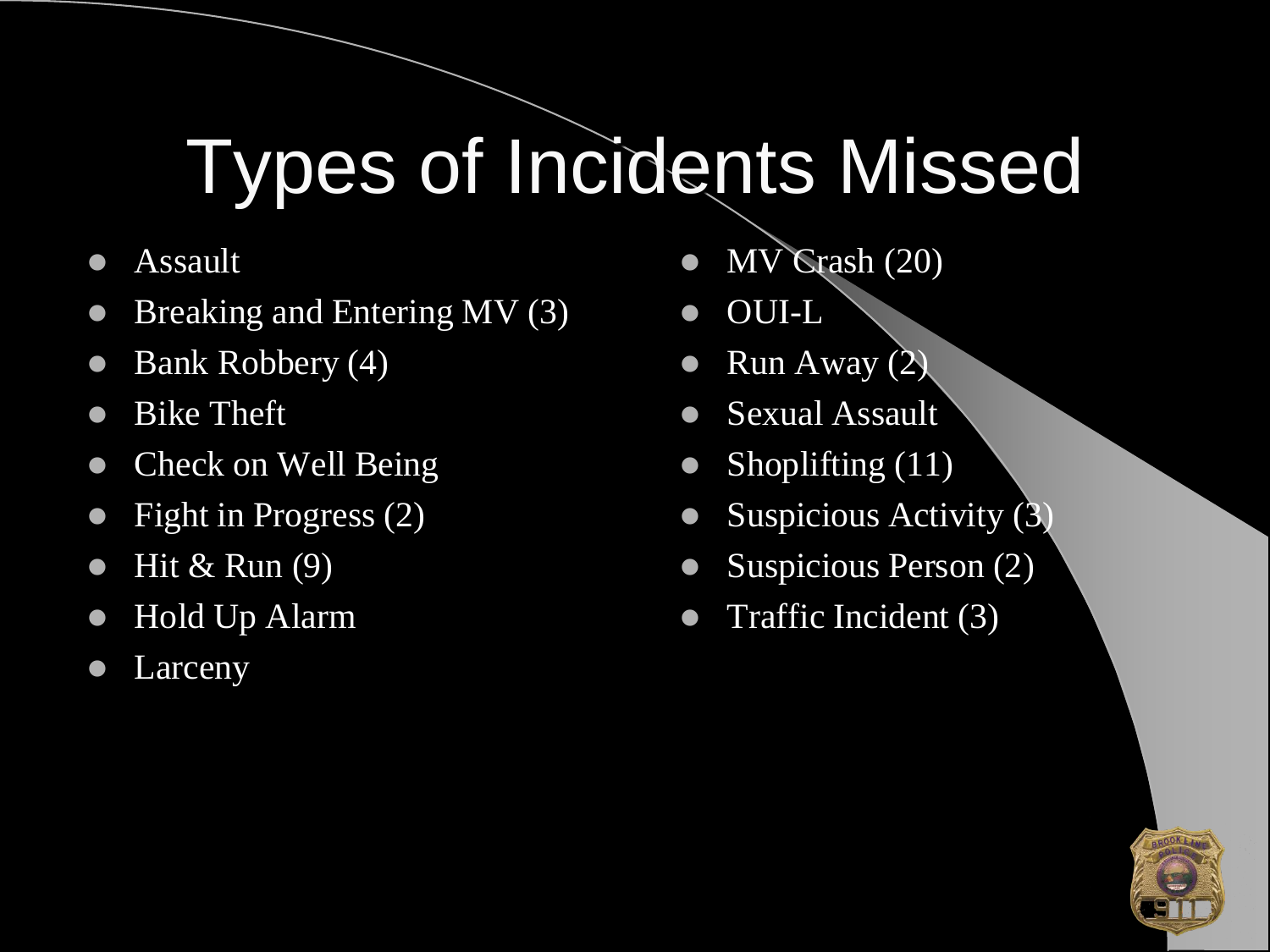# Types of Incidents Missed

- Assault
- Breaking and Entering MV (3)
- Bank Robbery (4)
- Bike Theft
- Check on Well Being
- Fight in Progress (2)
- Hit & Run (9)
- Hold Up Alarm
- Larceny
- MV Crash (20)
- OUI-L
- Run Away (2)
- Sexual Assault
- Shoplifting (11)
- Suspicious Activity (3)
- Suspicious Person (2)
- Traffic Incident (3)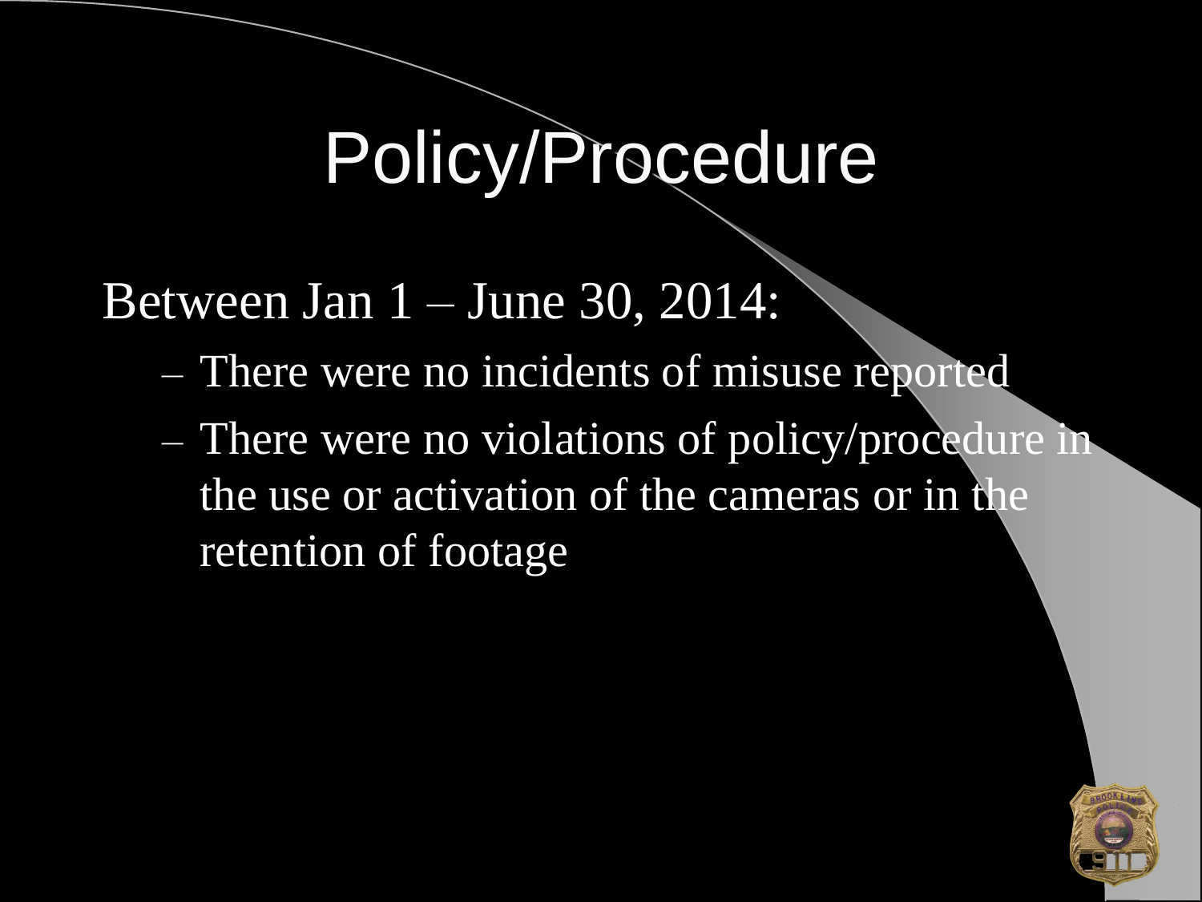# Policy/Procedure

Between Jan 1 – June 30, 2014:

- There were no incidents of misuse reported
- There were no violations of policy/procedure in the use or activation of the cameras or in the retention of footage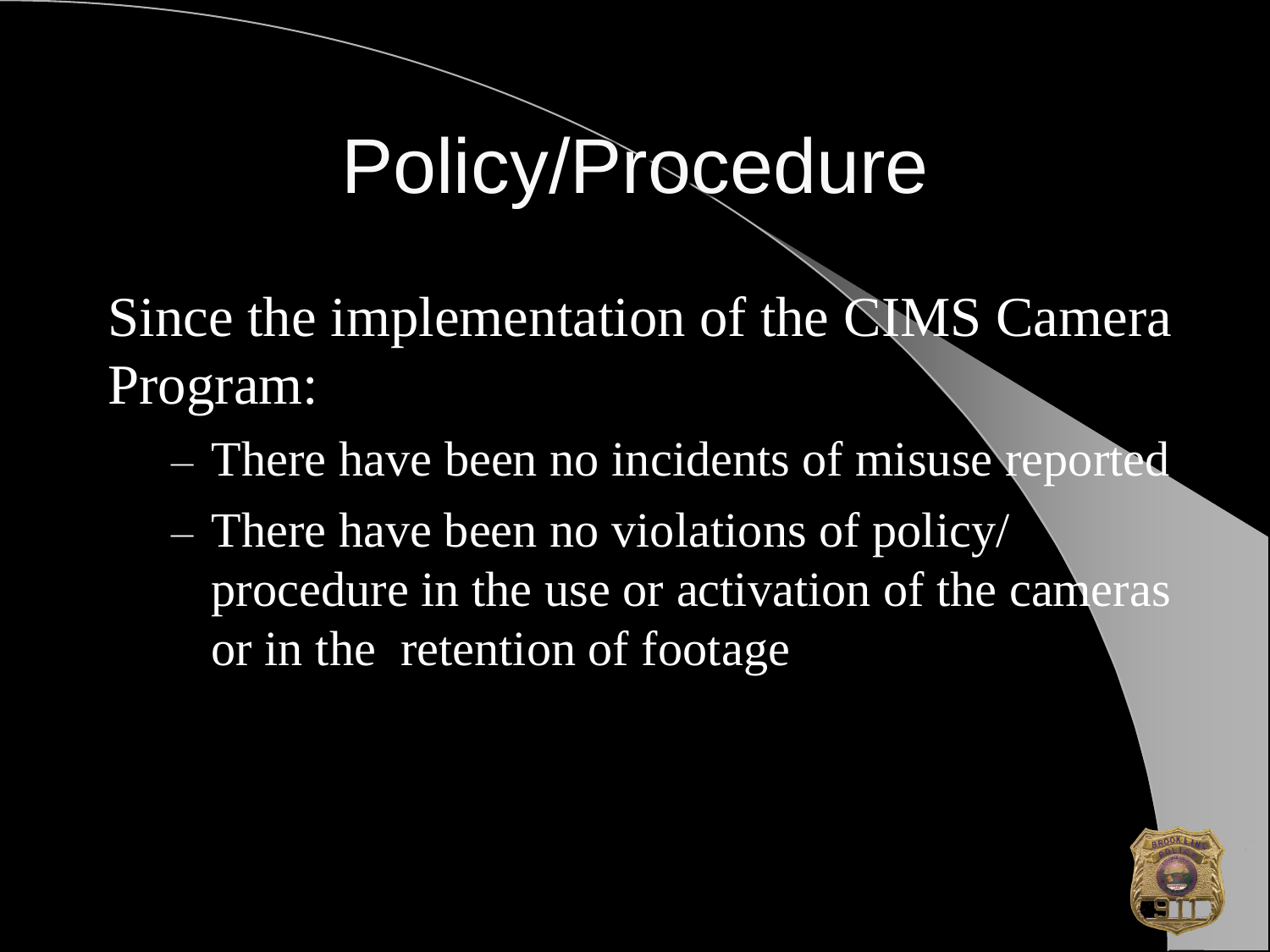# Policy/Procedure

Since the implementation of the CIMS Camera Program:

- There have been no incidents of misuse reported
- There have been no violations of policy/ procedure in the use or activation of the cameras or in the retention of footage